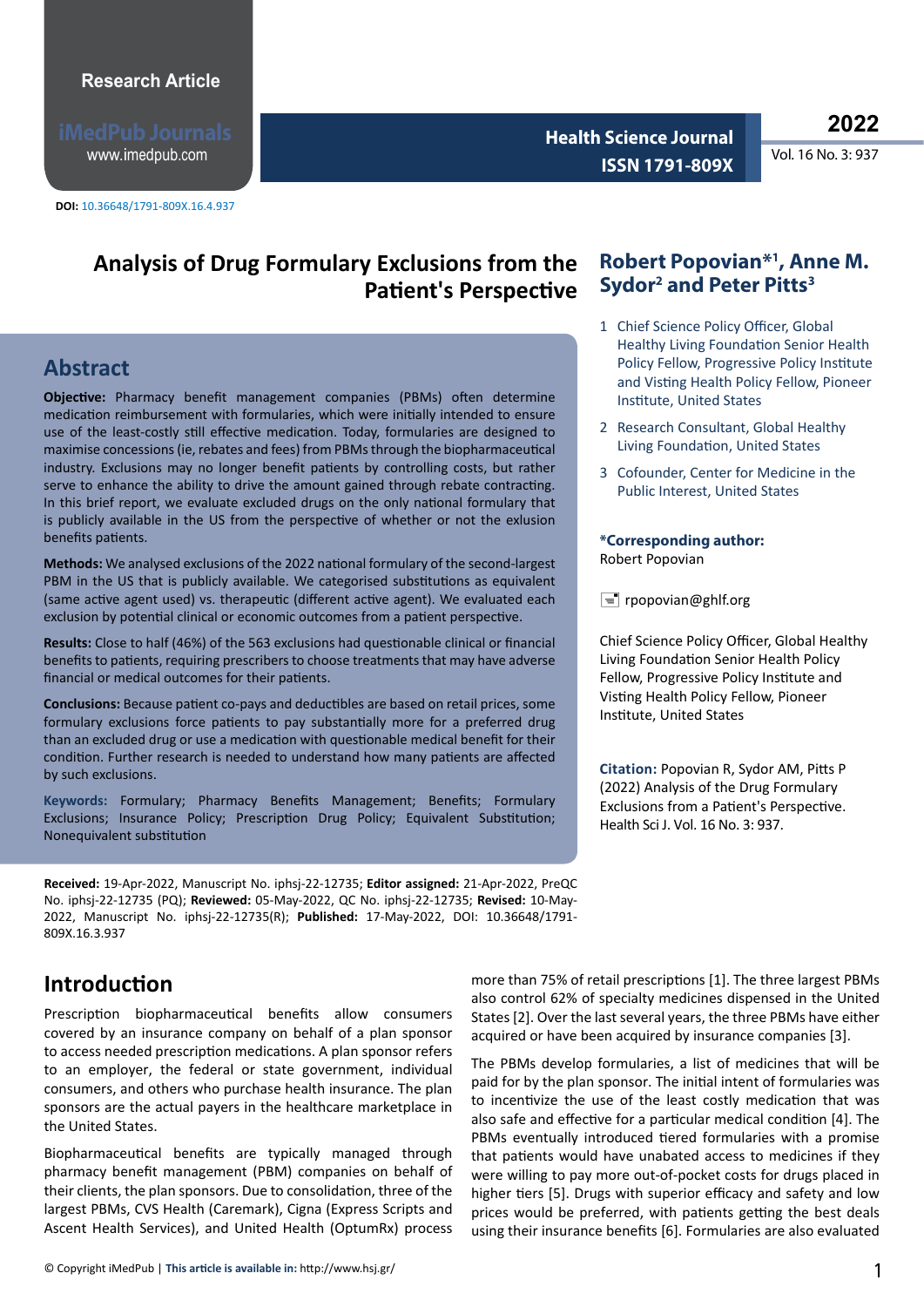Research Article

DOI: 10.36648/1791-809X.16.4.937

# Analysis of Drug Formulary Exclusions from the Patient's Perspective

**Robert Popovian*[1], Anne M. Sydor[2] and Peter Pitts[3]**

1. Chief Science Policy Officer, Global Healthy Living Foundation Senior Health Policy Fellow, Progressive Policy Institute and Visting Health Policy Fellow, Pioneer Institute, United States
2. Research Consultant, Global Healthy Living Foundation, United States
3. Cofounder, Center for Medicine in the Public Interest, United States

***Corresponding author:** Robert Popovian

rpopovian@ghlf.org

Chief Science Policy Officer, Global Healthy Living Foundation Senior Health Policy Fellow, Progressive Policy Institute and Visting Health Policy Fellow, Pioneer Institute, United States

**Citation:** Popovian R, Sydor AM, Pitts P (2022) Analysis of the Drug Formulary Exclusions from a Patient's Perspective. Health Sci J. Vol. 16 No. 3: 937.

## Abstract

**Objective:** Pharmacy benefit management companies (PBMs) often determine medication reimbursement with formularies, which were initially intended to ensure use of the least-costly still effective medication. Today, formularies are designed to maximise concessions (ie, rebates and fees) from PBMs through the biopharmaceutical industry. Exclusions may no longer benefit patients by controlling costs, but rather serve to enhance the ability to drive the amount gained through rebate contracting. In this brief report, we evaluate excluded drugs on the only national formulary that is publicly available in the US from the perspective of whether or not the exlusion benefits patients.

**Methods:** We analysed exclusions of the 2022 national formulary of the second-largest PBM in the US that is publicly available. We categorised substitutions as equivalent (same active agent used) vs. therapeutic (different active agent). We evaluated each exclusion by potential clinical or economic outcomes from a patient perspective.

**Results:** Close to half (46%) of the 563 exclusions had questionable clinical or financial benefits to patients, requiring prescribers to choose treatments that may have adverse financial or medical outcomes for their patients.

**Conclusions:** Because patient co-pays and deductibles are based on retail prices, some formulary exclusions force patients to pay substantially more for a preferred drug than an excluded drug or use a medication with questionable medical benefit for their condition. Further research is needed to understand how many patients are affected by such exclusions.

**Keywords:** Formulary; Pharmacy Benefits Management; Benefits; Formulary Exclusions; Insurance Policy; Prescription Drug Policy; Equivalent Substitution; Nonequivalent substitution

**Received:** 19-Apr-2022, Manuscript No. iphsj-22-12735; **Editor assigned:** 21-Apr-2022, PreQC No. iphsj-22-12735 (PQ); **Reviewed:** 05-May-2022, QC No. iphsj-22-12735; **Revised:** 10-May-2022, Manuscript No. iphsj-22-12735(R); **Published:** 17-May-2022, DOI: 10.36648/1791-809X.16.3.937

## Introduction

Prescription biopharmaceutical benefits allow consumers covered by an insurance company on behalf of a plan sponsor to access needed prescription medications. A plan sponsor refers to an employer, the federal or state government, individual consumers, and others who purchase health insurance. The plan sponsors are the actual payers in the healthcare marketplace in the United States.

Biopharmaceutical benefits are typically managed through pharmacy benefit management (PBM) companies on behalf of their clients, the plan sponsors. Due to consolidation, three of the largest PBMs, CVS Health (Caremark), Cigna (Express Scripts and Ascent Health Services), and United Health (OptumRx) process more than 75% of retail prescriptions [1]. The three largest PBMs also control 62% of specialty medicines dispensed in the United States [2]. Over the last several years, the three PBMs have either acquired or have been acquired by insurance companies [3].

The PBMs develop formularies, a list of medicines that will be paid for by the plan sponsor. The initial intent of formularies was to incentivize the use of the least costly medication that was also safe and effective for a particular medical condition [4]. The PBMs eventually introduced tiered formularies with a promise that patients would have unabated access to medicines if they were willing to pay more out-of-pocket costs for drugs placed in higher tiers [5]. Drugs with superior efficacy and safety and low prices would be preferred, with patients getting the best deals using their insurance benefits [6]. Formularies are also evaluated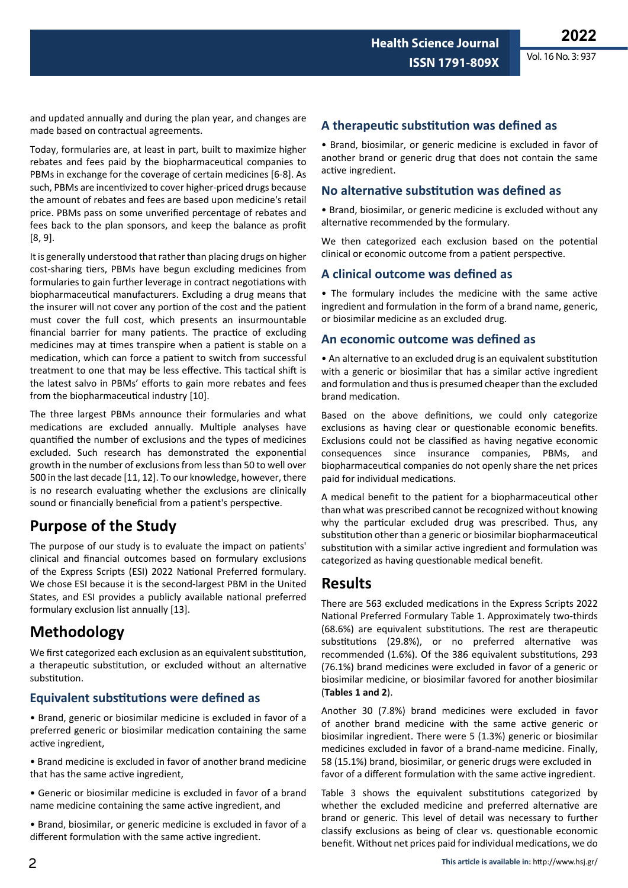and updated annually and during the plan year, and changes are made based on contractual agreements.

Today, formularies are, at least in part, built to maximize higher rebates and fees paid by the biopharmaceutical companies to PBMs in exchange for the coverage of certain medicines [6-8]. As such, PBMs are incentivized to cover higher-priced drugs because the amount of rebates and fees are based upon medicine's retail price. PBMs pass on some unverified percentage of rebates and fees back to the plan sponsors, and keep the balance as profit [8, 9].

It is generally understood that rather than placing drugs on higher cost-sharing tiers, PBMs have begun excluding medicines from formularies to gain further leverage in contract negotiations with biopharmaceutical manufacturers. Excluding a drug means that the insurer will not cover any portion of the cost and the patient must cover the full cost, which presents an insurmountable financial barrier for many patients. The practice of excluding medicines may at times transpire when a patient is stable on a medication, which can force a patient to switch from successful treatment to one that may be less effective. This tactical shift is the latest salvo in PBMs' efforts to gain more rebates and fees from the biopharmaceutical industry [10].

The three largest PBMs announce their formularies and what medications are excluded annually. Multiple analyses have quantified the number of exclusions and the types of medicines excluded. Such research has demonstrated the exponential growth in the number of exclusions from less than 50 to well over 500 in the last decade [11, 12]. To our knowledge, however, there is no research evaluating whether the exclusions are clinically sound or financially beneficial from a patient's perspective.

## Purpose of the Study

The purpose of our study is to evaluate the impact on patients' clinical and financial outcomes based on formulary exclusions of the Express Scripts (ESI) 2022 National Preferred formulary. We chose ESI because it is the second-largest PBM in the United States, and ESI provides a publicly available national preferred formulary exclusion list annually [13].

## Methodology

We first categorized each exclusion as an equivalent substitution, a therapeutic substitution, or excluded without an alternative substitution.

### Equivalent substitutions were defined as

- Brand, generic or biosimilar medicine is excluded in favor of a preferred generic or biosimilar medication containing the same active ingredient,
- Brand medicine is excluded in favor of another brand medicine that has the same active ingredient,
- Generic or biosimilar medicine is excluded in favor of a brand name medicine containing the same active ingredient, and
- Brand, biosimilar, or generic medicine is excluded in favor of a different formulation with the same active ingredient.

### A therapeutic substitution was defined as

- Brand, biosimilar, or generic medicine is excluded in favor of another brand or generic drug that does not contain the same active ingredient.

### No alternative substitution was defined as

- Brand, biosimilar, or generic medicine is excluded without any alternative recommended by the formulary.

We then categorized each exclusion based on the potential clinical or economic outcome from a patient perspective.

### A clinical outcome was defined as

- The formulary includes the medicine with the same active ingredient and formulation in the form of a brand name, generic, or biosimilar medicine as an excluded drug.

### An economic outcome was defined as

- An alternative to an excluded drug is an equivalent substitution with a generic or biosimilar that has a similar active ingredient and formulation and thus is presumed cheaper than the excluded brand medication.

Based on the above definitions, we could only categorize exclusions as having clear or questionable economic benefits. Exclusions could not be classified as having negative economic consequences since insurance companies, PBMs, and biopharmaceutical companies do not openly share the net prices paid for individual medications.

A medical benefit to the patient for a biopharmaceutical other than what was prescribed cannot be recognized without knowing why the particular excluded drug was prescribed. Thus, any substitution other than a generic or biosimilar biopharmaceutical substitution with a similar active ingredient and formulation was categorized as having questionable medical benefit.

## Results

There are 563 excluded medications in the Express Scripts 2022 National Preferred Formulary Table 1. Approximately two-thirds (68.6%) are equivalent substitutions. The rest are therapeutic substitutions (29.8%), or no preferred alternative was recommended (1.6%). Of the 386 equivalent substitutions, 293 (76.1%) brand medicines were excluded in favor of a generic or biosimilar medicine, or biosimilar favored for another biosimilar (**Tables 1 and 2**).

Another 30 (7.8%) brand medicines were excluded in favor of another brand medicine with the same active generic or biosimilar ingredient. There were 5 (1.3%) generic or biosimilar medicines excluded in favor of a brand-name medicine. Finally, 58 (15.1%) brand, biosimilar, or generic drugs were excluded in favor of a different formulation with the same active ingredient.

Table 3 shows the equivalent substitutions categorized by whether the excluded medicine and preferred alternative are brand or generic. This level of detail was necessary to further classify exclusions as being of clear vs. questionable economic benefit. Without net prices paid for individual medications, we do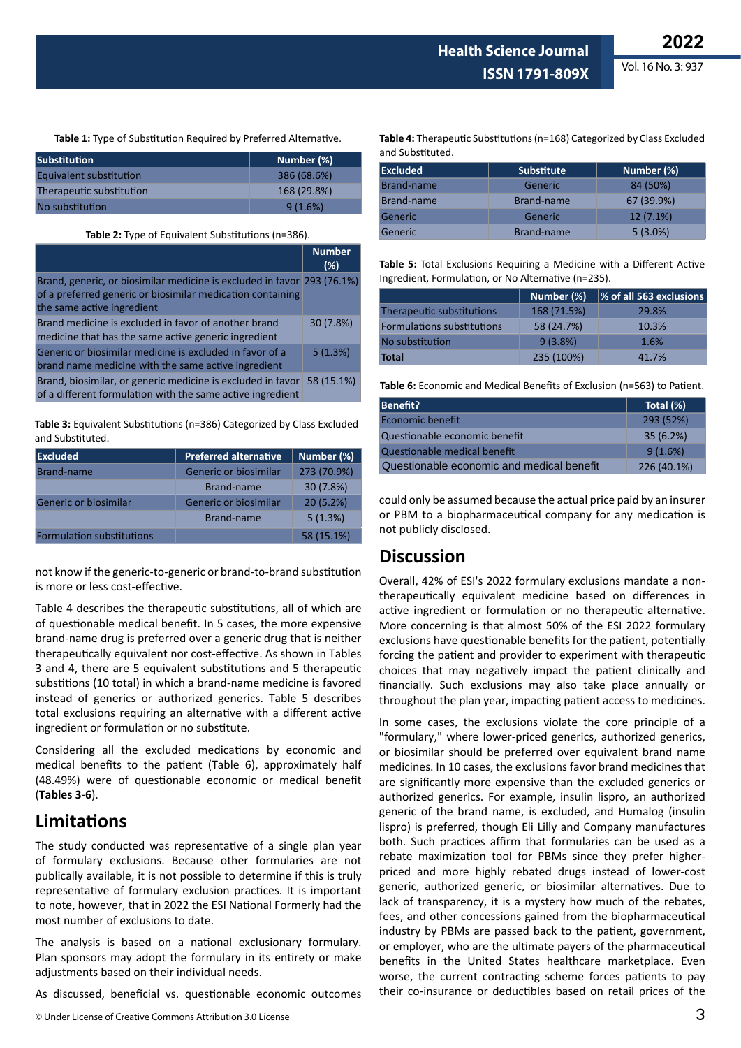**Table 1:** Type of Substitution Required by Preferred Alternative.

| Substitution | Number (%) |
|---|---|
| Equivalent substitution | 386 (68.6%) |
| Therapeutic substitution | 168 (29.8%) |
| No substitution | 9 (1.6%) |

**Table 2:** Type of Equivalent Substitutions (n=386).

| | Number (%) |
|---|---|
| Brand, generic, or biosimilar medicine is excluded in favor of a preferred generic or biosimilar medication containing the same active ingredient | 293 (76.1%) |
| Brand medicine is excluded in favor of another brand medicine that has the same active generic ingredient | 30 (7.8%) |
| Generic or biosimilar medicine is excluded in favor of a brand name medicine with the same active ingredient | 5 (1.3%) |
| Brand, biosimilar, or generic medicine is excluded in favor of a different formulation with the same active ingredient | 58 (15.1%) |

**Table 3:** Equivalent Substitutions (n=386) Categorized by Class Excluded and Substituted.

| Excluded | Preferred alternative | Number (%) |
|---|---|---|
| Brand-name | Generic or biosimilar | 273 (70.9%) |
| | Brand-name | 30 (7.8%) |
| Generic or biosimilar | Generic or biosimilar | 20 (5.2%) |
| | Brand-name | 5 (1.3%) |
| Formulation substitutions | | 58 (15.1%) |

not know if the generic-to-generic or brand-to-brand substitution is more or less cost-effective.

Table 4 describes the therapeutic substitutions, all of which are of questionable medical benefit. In 5 cases, the more expensive brand-name drug is preferred over a generic drug that is neither therapeutically equivalent nor cost-effective. As shown in Tables 3 and 4, there are 5 equivalent substitutions and 5 therapeutic substitions (10 total) in which a brand-name medicine is favored instead of generics or authorized generics. Table 5 describes total exclusions requiring an alternative with a different active ingredient or formulation or no substitute.

Considering all the excluded medications by economic and medical benefits to the patient (Table 6), approximately half (48.49%) were of questionable economic or medical benefit (**Tables 3-6**).

## Limitations

The study conducted was representative of a single plan year of formulary exclusions. Because other formularies are not publically available, it is not possible to determine if this is truly representative of formulary exclusion practices. It is important to note, however, that in 2022 the ESI National Formerly had the most number of exclusions to date.

The analysis is based on a national exclusionary formulary. Plan sponsors may adopt the formulary in its entirety or make adjustments based on their individual needs.

As discussed, beneficial vs. questionable economic outcomes could only be assumed because the actual price paid by an insurer or PBM to a biopharmaceutical company for any medication is not publicly disclosed.

**Table 4:** Therapeutic Substitutions (n=168) Categorized by Class Excluded and Substituted.

| Excluded | Substitute | Number (%) |
|---|---|---|
| Brand-name | Generic | 84 (50%) |
| Brand-name | Brand-name | 67 (39.9%) |
| Generic | Generic | 12 (7.1%) |
| Generic | Brand-name | 5 (3.0%) |

**Table 5:** Total Exclusions Requiring a Medicine with a Different Active Ingredient, Formulation, or No Alternative (n=235).

| | Number (%) | % of all 563 exclusions |
|---|---|---|
| Therapeutic substitutions | 168 (71.5%) | 29.8% |
| Formulations substitutions | 58 (24.7%) | 10.3% |
| No substitution | 9 (3.8%) | 1.6% |
| **Total** | 235 (100%) | 41.7% |

**Table 6:** Economic and Medical Benefits of Exclusion (n=563) to Patient.

| Benefit? | Total (%) |
|---|---|
| Economic benefit | 293 (52%) |
| Questionable economic benefit | 35 (6.2%) |
| Questionable medical benefit | 9 (1.6%) |
| Questionable economic and medical benefit | 226 (40.1%) |

## Discussion

Overall, 42% of ESI's 2022 formulary exclusions mandate a non-therapeutically equivalent medicine based on differences in active ingredient or formulation or no therapeutic alternative. More concerning is that almost 50% of the ESI 2022 formulary exclusions have questionable benefits for the patient, potentially forcing the patient and provider to experiment with therapeutic choices that may negatively impact the patient clinically and financially. Such exclusions may also take place annually or throughout the plan year, impacting patient access to medicines.

In some cases, the exclusions violate the core principle of a "formulary," where lower-priced generics, authorized generics, or biosimilar should be preferred over equivalent brand name medicines. In 10 cases, the exclusions favor brand medicines that are significantly more expensive than the excluded generics or authorized generics. For example, insulin lispro, an authorized generic of the brand name, is excluded, and Humalog (insulin lispro) is preferred, though Eli Lilly and Company manufactures both. Such practices affirm that formularies can be used as a rebate maximization tool for PBMs since they prefer higher-priced and more highly rebated drugs instead of lower-cost generic, authorized generic, or biosimilar alternatives. Due to lack of transparency, it is a mystery how much of the rebates, fees, and other concessions gained from the biopharmaceutical industry by PBMs are passed back to the patient, government, or employer, who are the ultimate payers of the pharmaceutical benefits in the United States healthcare marketplace. Even worse, the current contracting scheme forces patients to pay their co-insurance or deductibles based on retail prices of the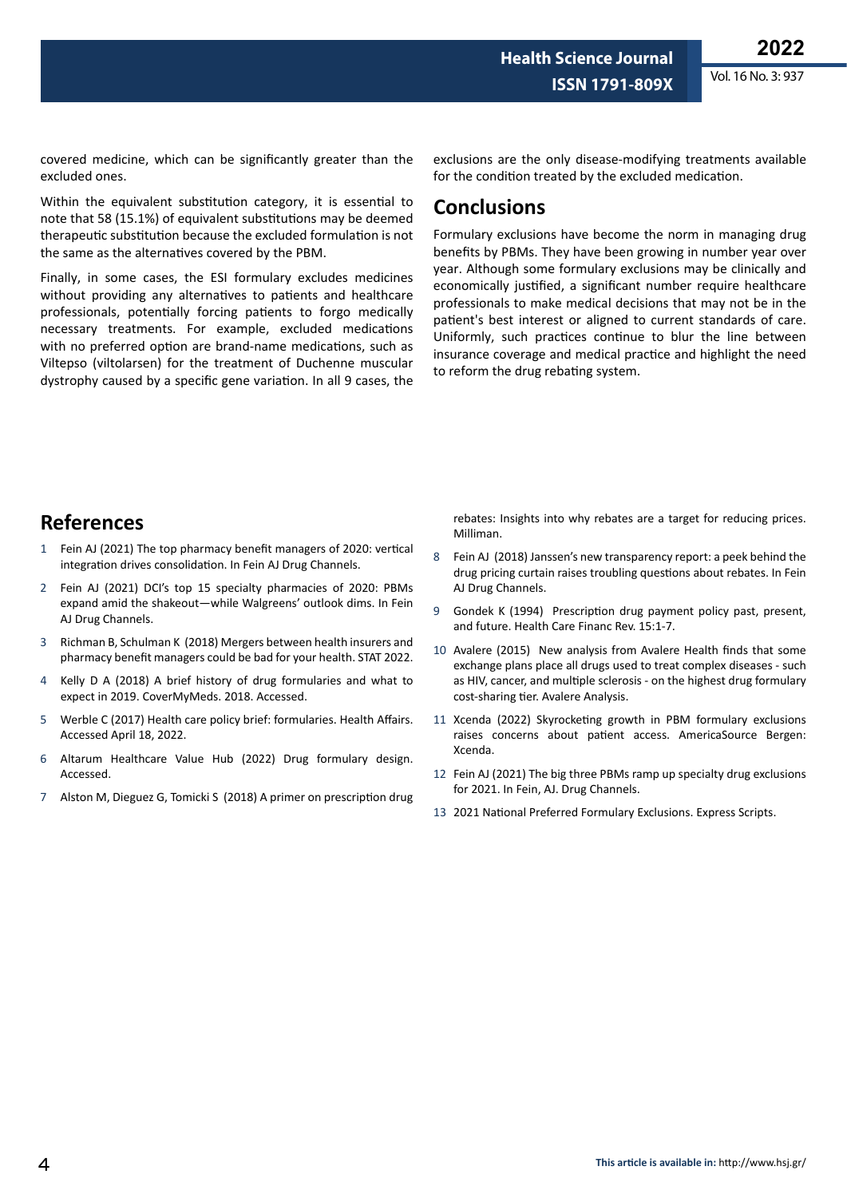covered medicine, which can be significantly greater than the excluded ones.

Within the equivalent substitution category, it is essential to note that 58 (15.1%) of equivalent substitutions may be deemed therapeutic substitution because the excluded formulation is not the same as the alternatives covered by the PBM.

Finally, in some cases, the ESI formulary excludes medicines without providing any alternatives to patients and healthcare professionals, potentially forcing patients to forgo medically necessary treatments. For example, excluded medications with no preferred option are brand-name medications, such as Viltepso (viltolarsen) for the treatment of Duchenne muscular dystrophy caused by a specific gene variation. In all 9 cases, the exclusions are the only disease-modifying treatments available for the condition treated by the excluded medication.

## Conclusions

Formulary exclusions have become the norm in managing drug benefits by PBMs. They have been growing in number year over year. Although some formulary exclusions may be clinically and economically justified, a significant number require healthcare professionals to make medical decisions that may not be in the patient's best interest or aligned to current standards of care. Uniformly, such practices continue to blur the line between insurance coverage and medical practice and highlight the need to reform the drug rebating system.

## References

1. Fein AJ (2021) The top pharmacy benefit managers of 2020: vertical integration drives consolidation. In Fein AJ Drug Channels.
2. Fein AJ (2021) DCI's top 15 specialty pharmacies of 2020: PBMs expand amid the shakeout—while Walgreens' outlook dims. In Fein AJ Drug Channels.
3. Richman B, Schulman K (2018) Mergers between health insurers and pharmacy benefit managers could be bad for your health. STAT 2022.
4. Kelly D A (2018) A brief history of drug formularies and what to expect in 2019. CoverMyMeds. 2018. Accessed.
5. Werble C (2017) Health care policy brief: formularies. Health Affairs. Accessed April 18, 2022.
6. Altarum Healthcare Value Hub (2022) Drug formulary design. Accessed.
7. Alston M, Dieguez G, Tomicki S (2018) A primer on prescription drug rebates: Insights into why rebates are a target for reducing prices. Milliman.
8. Fein AJ (2018) Janssen's new transparency report: a peek behind the drug pricing curtain raises troubling questions about rebates. In Fein AJ Drug Channels.
9. Gondek K (1994) Prescription drug payment policy past, present, and future. Health Care Financ Rev. 15:1-7.
10. Avalere (2015) New analysis from Avalere Health finds that some exchange plans place all drugs used to treat complex diseases - such as HIV, cancer, and multiple sclerosis - on the highest drug formulary cost-sharing tier. Avalere Analysis.
11. Xcenda (2022) Skyrocketing growth in PBM formulary exclusions raises concerns about patient access. AmericaSource Bergen: Xcenda.
12. Fein AJ (2021) The big three PBMs ramp up specialty drug exclusions for 2021. In Fein, AJ. Drug Channels.
13. 2021 National Preferred Formulary Exclusions. Express Scripts.